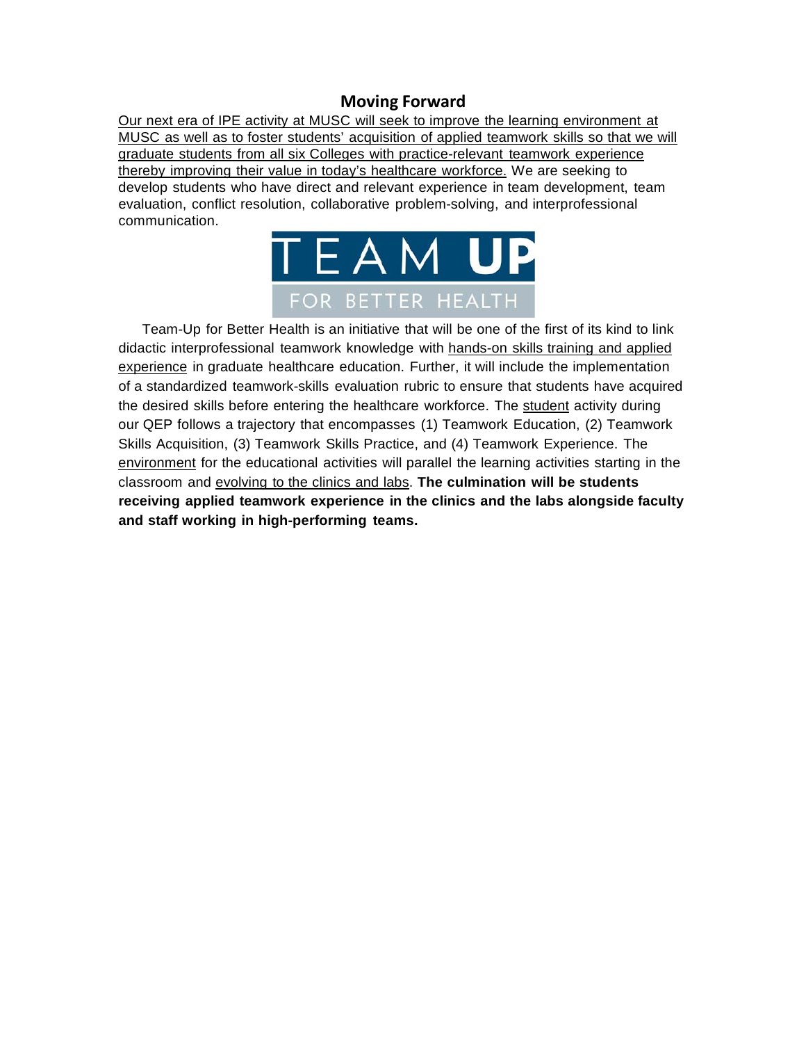## Moving Forward

Our next era of IPE activity at MUSC will seek to improve the learning environment at MUSC as well as to foster students' acquisition of applied teamwork skills so that we will graduate students from all six Colleges with practice-relevant teamwork experience thereby improving their value in today's healthcare workforce. We are seeking to develop students who have direct and relevant experience in team development, team evaluation, conflict resolution, collaborative problem-solving, and interprofessional communication.

TEAM UP

FOR BETTER HEALTH

Team-Up for Better Health is an initiative that will be one of the first of its kind to link didactic interprofessional teamwork knowledge with hands-on skills training and applied experience in graduate healthcare education. Further, it will include the implementation of a standardized teamwork-skills evaluation rubric to ensure that students have acquired the desired skills before entering the healthcare workforce. The student activity during our QEP follows a trajectory that encompasses (1) Teamwork Education, (2) Teamwork Skills Acquisition, (3) Teamwork Skills Practice, and (4) Teamwork Experience. The environment for the educational activities will parallel the learning activities starting in the classroom and evolving to the clinics and labs. **The culmination will be students receiving applied teamwork experience in the clinics and the labs alongside faculty and staff working in high-performing teams.**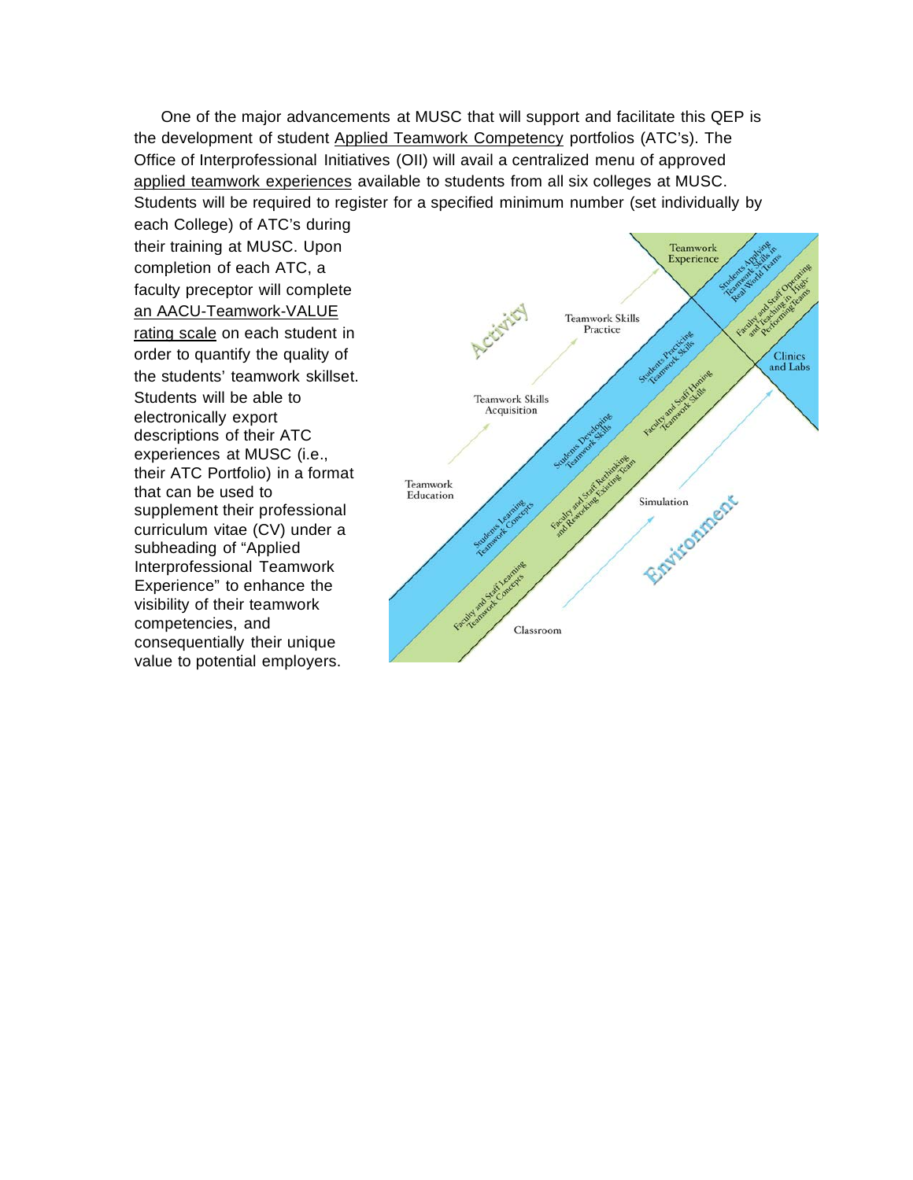One of the major advancements at MUSC that will support and facilitate this QEP is the development of student Applied Teamwork Competency portfolios (ATC's). The Office of Interprofessional Initiatives (OII) will avail a centralized menu of approved applied teamwork experiences available to students from all six colleges at MUSC. Students will be required to register for a specified minimum number (set individually by each College) of ATC's during their training at MUSC. Upon completion of each ATC, a faculty preceptor will complete an AACU-Teamwork-VALUE rating scale on each student in order to quantify the quality of the students' teamwork skillset. Students will be able to electronically export descriptions of their ATC experiences at MUSC (i.e., their ATC Portfolio) in a format that can be used to supplement their professional curriculum vitae (CV) under a subheading of "Applied Interprofessional Teamwork Experience" to enhance the visibility of their teamwork competencies, and consequentially their unique value to potential employers.

Activity

Teamwork Education

Teamwork Skills Acquisition

Teamwork Skills Practice

Teamwork Experience

Students Learning Teamwork Concepts

Students Developing Teamwork Skills

Students Practicing Teamwork Skills

Students Applying Teamwork Skills in Real World Teams

Faculty and Staff Learning Teamwork Concepts

Faculty and Staff Rethinking and Reworking Existing Team

Faculty and Staff Honing Teamwork Skills

Faculty and Staff Operating and Teaching in High-Performing Teams

Classroom

Simulation

Clinics and Labs

Environment